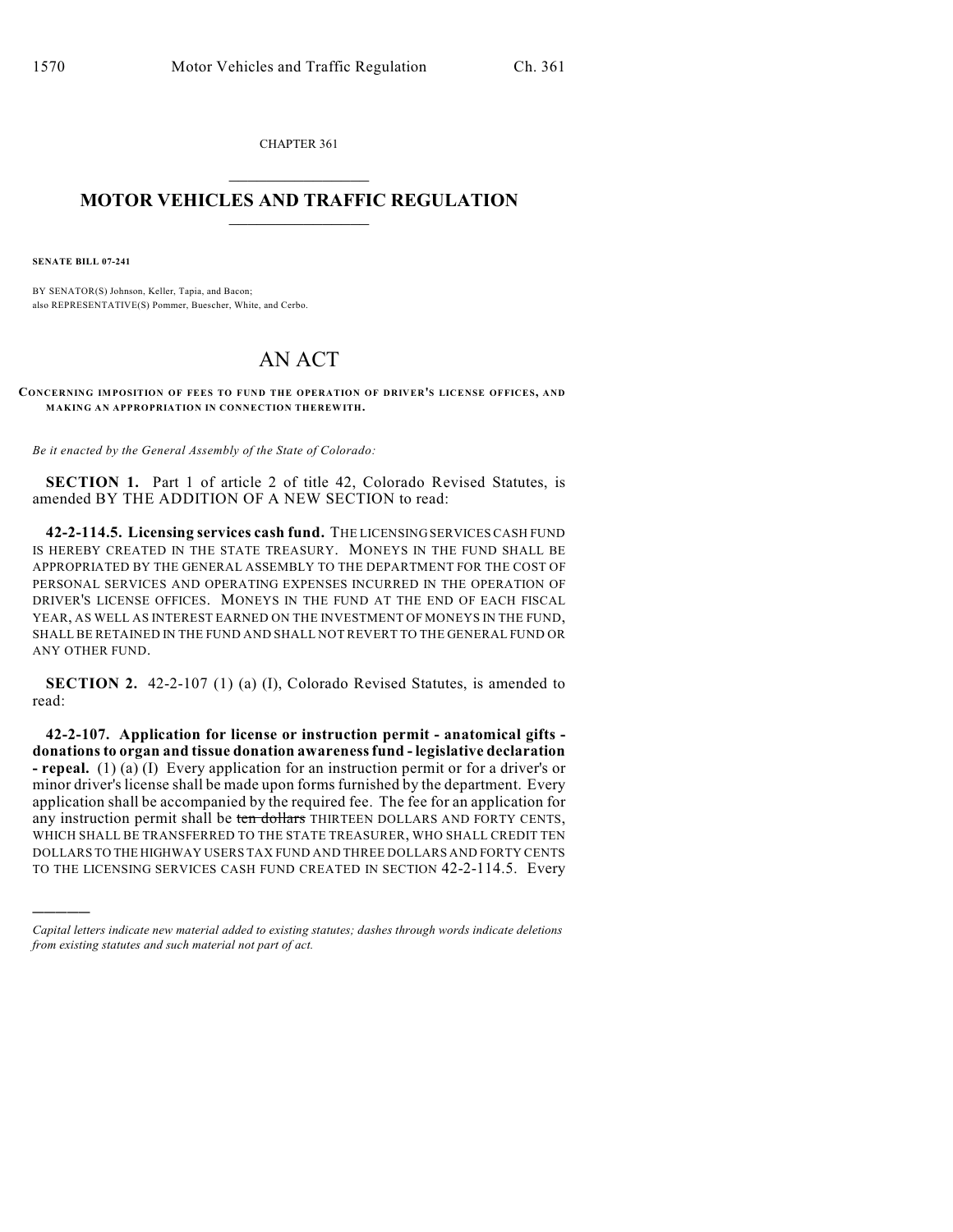CHAPTER 361

# MOTOR VEHICLES AND TRAFFIC REGULATION

**SENATE BILL 07-241**

BY SENATOR(S) Johnson, Keller, Tapia, and Bacon;
also REPRESENTATIVE(S) Pommer, Buescher, White, and Cerbo.

# AN ACT

**CONCERNING IMPOSITION OF FEES TO FUND THE OPERATION OF DRIVER'S LICENSE OFFICES, AND MAKING AN APPROPRIATION IN CONNECTION THEREWITH.**

*Be it enacted by the General Assembly of the State of Colorado:*

**SECTION 1.** Part 1 of article 2 of title 42, Colorado Revised Statutes, is amended BY THE ADDITION OF A NEW SECTION to read:

**42-2-114.5. Licensing services cash fund.** THE LICENSING SERVICES CASH FUND IS HEREBY CREATED IN THE STATE TREASURY. MONEYS IN THE FUND SHALL BE APPROPRIATED BY THE GENERAL ASSEMBLY TO THE DEPARTMENT FOR THE COST OF PERSONAL SERVICES AND OPERATING EXPENSES INCURRED IN THE OPERATION OF DRIVER'S LICENSE OFFICES. MONEYS IN THE FUND AT THE END OF EACH FISCAL YEAR, AS WELL AS INTEREST EARNED ON THE INVESTMENT OF MONEYS IN THE FUND, SHALL BE RETAINED IN THE FUND AND SHALL NOT REVERT TO THE GENERAL FUND OR ANY OTHER FUND.

**SECTION 2.** 42-2-107 (1) (a) (I), Colorado Revised Statutes, is amended to read:

**42-2-107. Application for license or instruction permit - anatomical gifts - donations to organ and tissue donation awareness fund - legislative declaration - repeal.** (1) (a) (I) Every application for an instruction permit or for a driver's or minor driver's license shall be made upon forms furnished by the department. Every application shall be accompanied by the required fee. The fee for an application for any instruction permit shall be ~~ten dollars~~ THIRTEEN DOLLARS AND FORTY CENTS, WHICH SHALL BE TRANSFERRED TO THE STATE TREASURER, WHO SHALL CREDIT TEN DOLLARS TO THE HIGHWAY USERS TAX FUND AND THREE DOLLARS AND FORTY CENTS TO THE LICENSING SERVICES CASH FUND CREATED IN SECTION 42-2-114.5. Every

---

*Capital letters indicate new material added to existing statutes; dashes through words indicate deletions from existing statutes and such material not part of act.*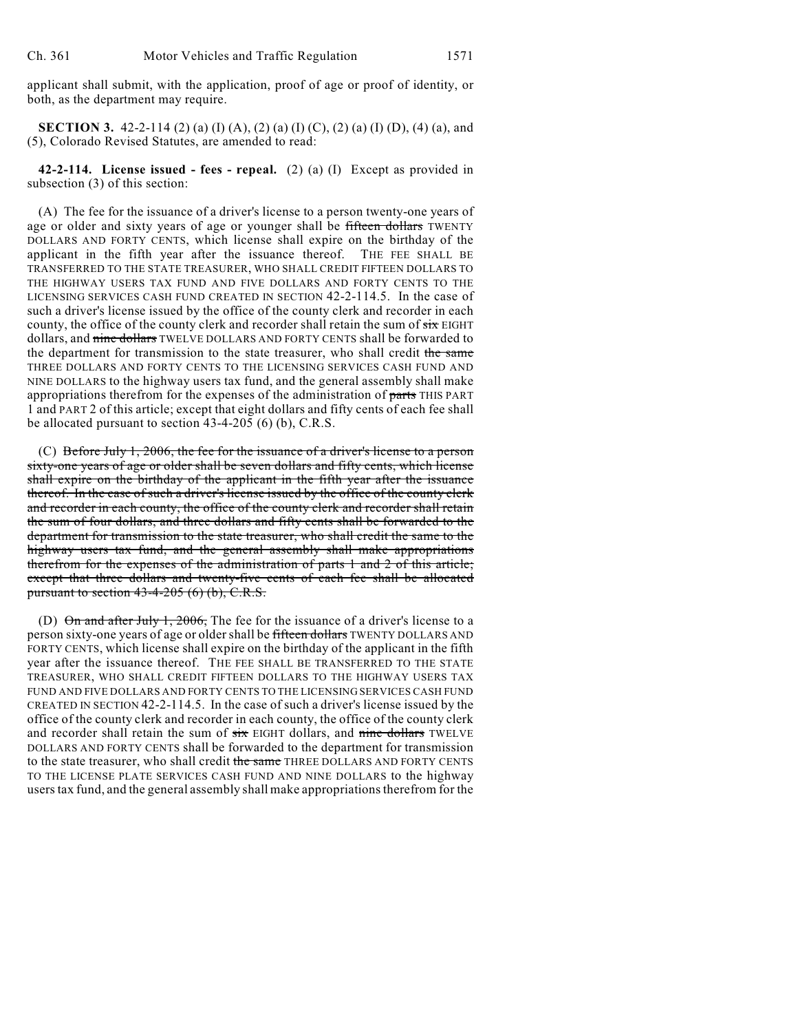applicant shall submit, with the application, proof of age or proof of identity, or both, as the department may require.

**SECTION 3.** 42-2-114 (2) (a) (I) (A), (2) (a) (I) (C), (2) (a) (I) (D), (4) (a), and (5), Colorado Revised Statutes, are amended to read:

**42-2-114. License issued - fees - repeal.** (2) (a) (I) Except as provided in subsection (3) of this section:

(A) The fee for the issuance of a driver's license to a person twenty-one years of age or older and sixty years of age or younger shall be ~~fifteen dollars~~ TWENTY DOLLARS AND FORTY CENTS, which license shall expire on the birthday of the applicant in the fifth year after the issuance thereof. THE FEE SHALL BE TRANSFERRED TO THE STATE TREASURER, WHO SHALL CREDIT FIFTEEN DOLLARS TO THE HIGHWAY USERS TAX FUND AND FIVE DOLLARS AND FORTY CENTS TO THE LICENSING SERVICES CASH FUND CREATED IN SECTION 42-2-114.5. In the case of such a driver's license issued by the office of the county clerk and recorder in each county, the office of the county clerk and recorder shall retain the sum of ~~six~~ EIGHT dollars, and ~~nine dollars~~ TWELVE DOLLARS AND FORTY CENTS shall be forwarded to the department for transmission to the state treasurer, who shall credit ~~the same~~ THREE DOLLARS AND FORTY CENTS TO THE LICENSING SERVICES CASH FUND AND NINE DOLLARS to the highway users tax fund, and the general assembly shall make appropriations therefrom for the expenses of the administration of ~~parts~~ THIS PART 1 and PART 2 of this article; except that eight dollars and fifty cents of each fee shall be allocated pursuant to section 43-4-205 (6) (b), C.R.S.

(C) ~~Before July 1, 2006, the fee for the issuance of a driver's license to a person sixty-one years of age or older shall be seven dollars and fifty cents, which license shall expire on the birthday of the applicant in the fifth year after the issuance thereof. In the case of such a driver's license issued by the office of the county clerk and recorder in each county, the office of the county clerk and recorder shall retain the sum of four dollars, and three dollars and fifty cents shall be forwarded to the department for transmission to the state treasurer, who shall credit the same to the highway users tax fund, and the general assembly shall make appropriations therefrom for the expenses of the administration of parts 1 and 2 of this article; except that three dollars and twenty-five cents of each fee shall be allocated pursuant to section 43-4-205 (6) (b), C.R.S.~~

(D) ~~On and after July 1, 2006,~~ The fee for the issuance of a driver's license to a person sixty-one years of age or older shall be ~~fifteen dollars~~ TWENTY DOLLARS AND FORTY CENTS, which license shall expire on the birthday of the applicant in the fifth year after the issuance thereof. THE FEE SHALL BE TRANSFERRED TO THE STATE TREASURER, WHO SHALL CREDIT FIFTEEN DOLLARS TO THE HIGHWAY USERS TAX FUND AND FIVE DOLLARS AND FORTY CENTS TO THE LICENSING SERVICES CASH FUND CREATED IN SECTION 42-2-114.5. In the case of such a driver's license issued by the office of the county clerk and recorder in each county, the office of the county clerk and recorder shall retain the sum of ~~six~~ EIGHT dollars, and ~~nine dollars~~ TWELVE DOLLARS AND FORTY CENTS shall be forwarded to the department for transmission to the state treasurer, who shall credit ~~the same~~ THREE DOLLARS AND FORTY CENTS TO THE LICENSE PLATE SERVICES CASH FUND AND NINE DOLLARS to the highway users tax fund, and the general assembly shall make appropriations therefrom for the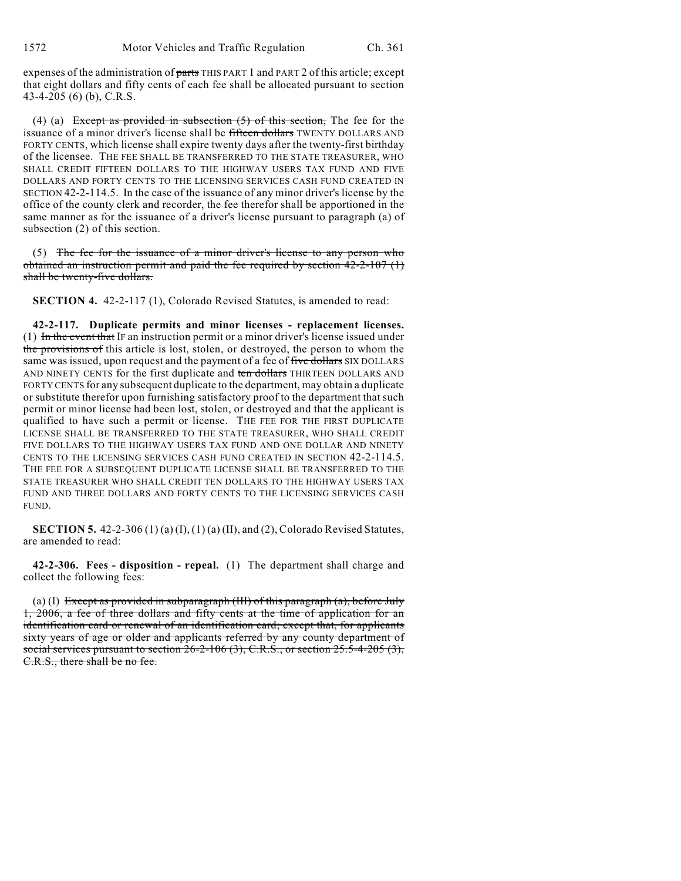expenses of the administration of ~~parts~~ THIS PART 1 and PART 2 of this article; except that eight dollars and fifty cents of each fee shall be allocated pursuant to section 43-4-205 (6) (b), C.R.S.

(4) (a) ~~Except as provided in subsection (5) of this section,~~ The fee for the issuance of a minor driver's license shall be ~~fifteen dollars~~ TWENTY DOLLARS AND FORTY CENTS, which license shall expire twenty days after the twenty-first birthday of the licensee. THE FEE SHALL BE TRANSFERRED TO THE STATE TREASURER, WHO SHALL CREDIT FIFTEEN DOLLARS TO THE HIGHWAY USERS TAX FUND AND FIVE DOLLARS AND FORTY CENTS TO THE LICENSING SERVICES CASH FUND CREATED IN SECTION 42-2-114.5. In the case of the issuance of any minor driver's license by the office of the county clerk and recorder, the fee therefor shall be apportioned in the same manner as for the issuance of a driver's license pursuant to paragraph (a) of subsection (2) of this section.

(5) ~~The fee for the issuance of a minor driver's license to any person who obtained an instruction permit and paid the fee required by section 42-2-107 (1) shall be twenty-five dollars.~~

**SECTION 4.** 42-2-117 (1), Colorado Revised Statutes, is amended to read:

**42-2-117. Duplicate permits and minor licenses - replacement licenses.** (1) ~~In the event that~~ IF an instruction permit or a minor driver's license issued under ~~the provisions of~~ this article is lost, stolen, or destroyed, the person to whom the same was issued, upon request and the payment of a fee of ~~five dollars~~ SIX DOLLARS AND NINETY CENTS for the first duplicate and ~~ten dollars~~ THIRTEEN DOLLARS AND FORTY CENTS for any subsequent duplicate to the department, may obtain a duplicate or substitute therefor upon furnishing satisfactory proof to the department that such permit or minor license had been lost, stolen, or destroyed and that the applicant is qualified to have such a permit or license. THE FEE FOR THE FIRST DUPLICATE LICENSE SHALL BE TRANSFERRED TO THE STATE TREASURER, WHO SHALL CREDIT FIVE DOLLARS TO THE HIGHWAY USERS TAX FUND AND ONE DOLLAR AND NINETY CENTS TO THE LICENSING SERVICES CASH FUND CREATED IN SECTION 42-2-114.5. THE FEE FOR A SUBSEQUENT DUPLICATE LICENSE SHALL BE TRANSFERRED TO THE STATE TREASURER WHO SHALL CREDIT TEN DOLLARS TO THE HIGHWAY USERS TAX FUND AND THREE DOLLARS AND FORTY CENTS TO THE LICENSING SERVICES CASH FUND.

**SECTION 5.** 42-2-306 (1) (a) (I), (1) (a) (II), and (2), Colorado Revised Statutes, are amended to read:

**42-2-306. Fees - disposition - repeal.** (1) The department shall charge and collect the following fees:

(a) (I) ~~Except as provided in subparagraph (III) of this paragraph (a), before July 1, 2006, a fee of three dollars and fifty cents at the time of application for an identification card or renewal of an identification card; except that, for applicants sixty years of age or older and applicants referred by any county department of social services pursuant to section 26-2-106 (3), C.R.S., or section 25.5-4-205 (3), C.R.S., there shall be no fee.~~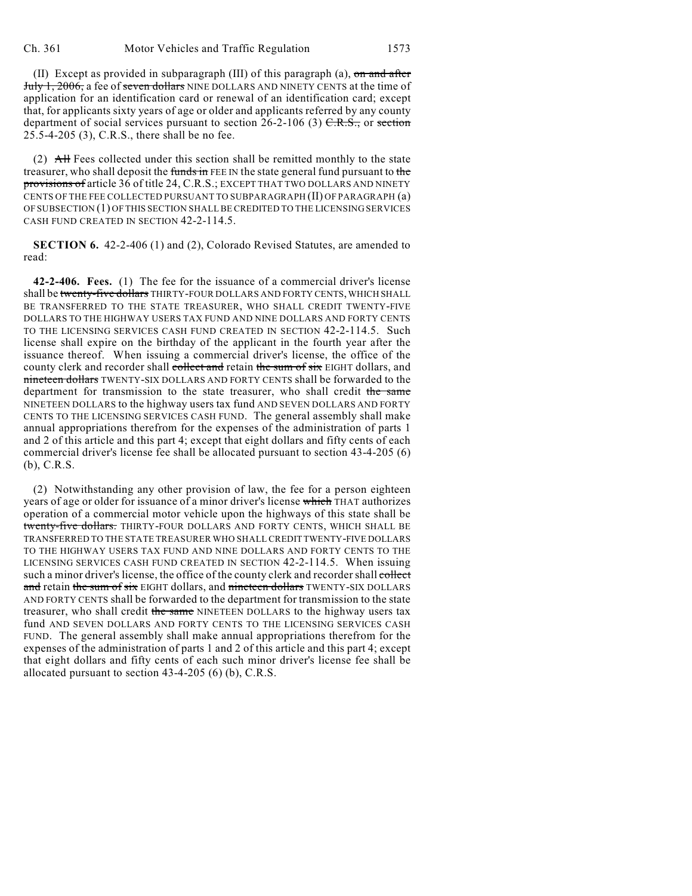(II) Except as provided in subparagraph (III) of this paragraph (a), ~~on and after July 1, 2006,~~ a fee of ~~seven dollars~~ NINE DOLLARS AND NINETY CENTS at the time of application for an identification card or renewal of an identification card; except that, for applicants sixty years of age or older and applicants referred by any county department of social services pursuant to section 26-2-106 (3) ~~C.R.S.,~~ or ~~section~~ 25.5-4-205 (3), C.R.S., there shall be no fee.

(2) ~~All~~ Fees collected under this section shall be remitted monthly to the state treasurer, who shall deposit the ~~funds in~~ FEE IN the state general fund pursuant to ~~the provisions of~~ article 36 of title 24, C.R.S.; EXCEPT THAT TWO DOLLARS AND NINETY CENTS OF THE FEE COLLECTED PURSUANT TO SUBPARAGRAPH (II) OF PARAGRAPH (a) OF SUBSECTION (1) OF THIS SECTION SHALL BE CREDITED TO THE LICENSING SERVICES CASH FUND CREATED IN SECTION 42-2-114.5.

**SECTION 6.** 42-2-406 (1) and (2), Colorado Revised Statutes, are amended to read:

**42-2-406. Fees.** (1) The fee for the issuance of a commercial driver's license shall be ~~twenty-five dollars~~ THIRTY-FOUR DOLLARS AND FORTY CENTS, WHICH SHALL BE TRANSFERRED TO THE STATE TREASURER, WHO SHALL CREDIT TWENTY-FIVE DOLLARS TO THE HIGHWAY USERS TAX FUND AND NINE DOLLARS AND FORTY CENTS TO THE LICENSING SERVICES CASH FUND CREATED IN SECTION 42-2-114.5. Such license shall expire on the birthday of the applicant in the fourth year after the issuance thereof. When issuing a commercial driver's license, the office of the county clerk and recorder shall ~~collect and~~ retain ~~the sum of six~~ EIGHT dollars, and ~~nineteen dollars~~ TWENTY-SIX DOLLARS AND FORTY CENTS shall be forwarded to the department for transmission to the state treasurer, who shall credit ~~the same~~ NINETEEN DOLLARS to the highway users tax fund AND SEVEN DOLLARS AND FORTY CENTS TO THE LICENSING SERVICES CASH FUND. The general assembly shall make annual appropriations therefrom for the expenses of the administration of parts 1 and 2 of this article and this part 4; except that eight dollars and fifty cents of each commercial driver's license fee shall be allocated pursuant to section 43-4-205 (6) (b), C.R.S.

(2) Notwithstanding any other provision of law, the fee for a person eighteen years of age or older for issuance of a minor driver's license ~~which~~ THAT authorizes operation of a commercial motor vehicle upon the highways of this state shall be ~~twenty-five dollars.~~ THIRTY-FOUR DOLLARS AND FORTY CENTS, WHICH SHALL BE TRANSFERRED TO THE STATE TREASURER WHO SHALL CREDIT TWENTY-FIVE DOLLARS TO THE HIGHWAY USERS TAX FUND AND NINE DOLLARS AND FORTY CENTS TO THE LICENSING SERVICES CASH FUND CREATED IN SECTION 42-2-114.5. When issuing such a minor driver's license, the office of the county clerk and recorder shall ~~collect and~~ retain ~~the sum of six~~ EIGHT dollars, and ~~nineteen dollars~~ TWENTY-SIX DOLLARS AND FORTY CENTS shall be forwarded to the department for transmission to the state treasurer, who shall credit ~~the same~~ NINETEEN DOLLARS to the highway users tax fund AND SEVEN DOLLARS AND FORTY CENTS TO THE LICENSING SERVICES CASH FUND. The general assembly shall make annual appropriations therefrom for the expenses of the administration of parts 1 and 2 of this article and this part 4; except that eight dollars and fifty cents of each such minor driver's license fee shall be allocated pursuant to section 43-4-205 (6) (b), C.R.S.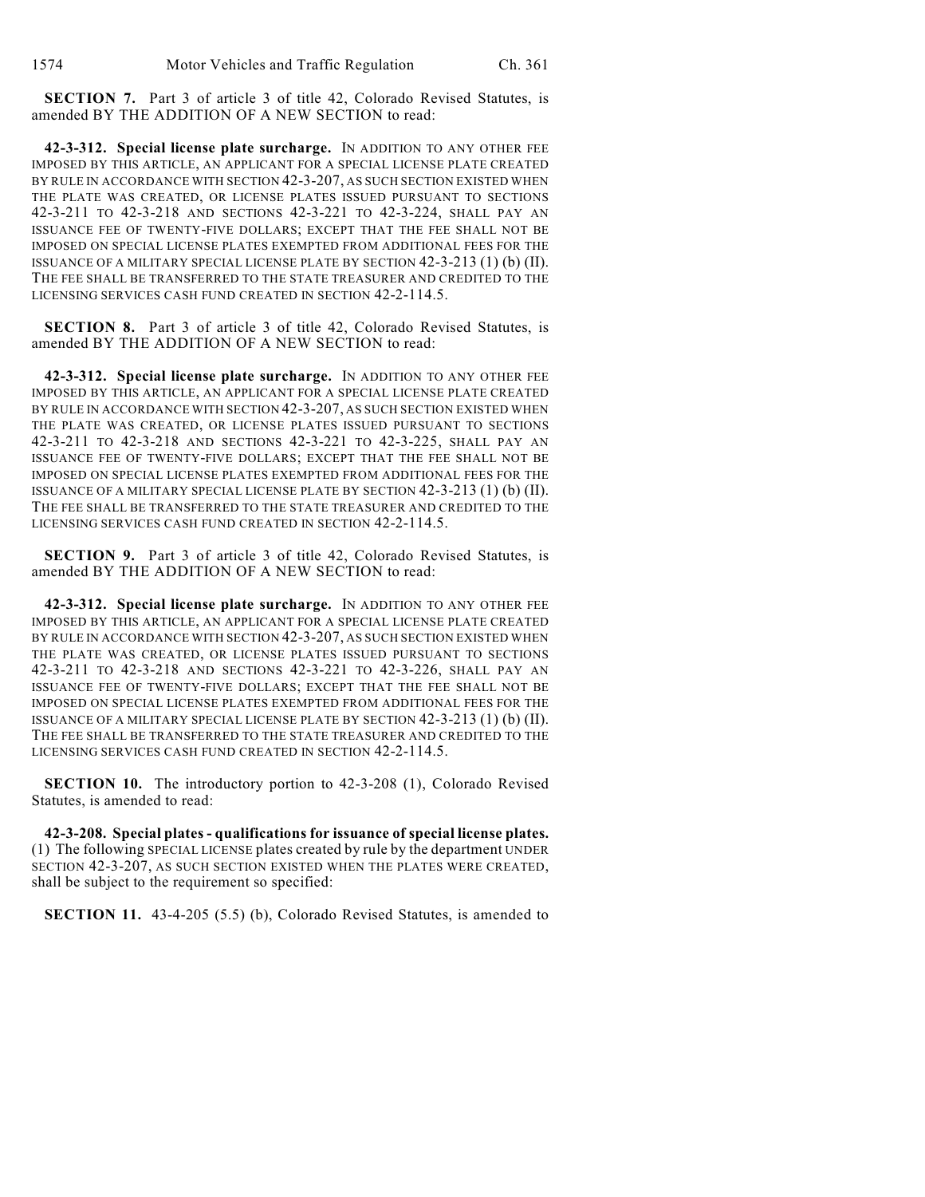**SECTION 7.** Part 3 of article 3 of title 42, Colorado Revised Statutes, is amended BY THE ADDITION OF A NEW SECTION to read:

**42-3-312. Special license plate surcharge.** IN ADDITION TO ANY OTHER FEE IMPOSED BY THIS ARTICLE, AN APPLICANT FOR A SPECIAL LICENSE PLATE CREATED BY RULE IN ACCORDANCE WITH SECTION 42-3-207, AS SUCH SECTION EXISTED WHEN THE PLATE WAS CREATED, OR LICENSE PLATES ISSUED PURSUANT TO SECTIONS 42-3-211 TO 42-3-218 AND SECTIONS 42-3-221 TO 42-3-224, SHALL PAY AN ISSUANCE FEE OF TWENTY-FIVE DOLLARS; EXCEPT THAT THE FEE SHALL NOT BE IMPOSED ON SPECIAL LICENSE PLATES EXEMPTED FROM ADDITIONAL FEES FOR THE ISSUANCE OF A MILITARY SPECIAL LICENSE PLATE BY SECTION 42-3-213 (1) (b) (II). THE FEE SHALL BE TRANSFERRED TO THE STATE TREASURER AND CREDITED TO THE LICENSING SERVICES CASH FUND CREATED IN SECTION 42-2-114.5.

**SECTION 8.** Part 3 of article 3 of title 42, Colorado Revised Statutes, is amended BY THE ADDITION OF A NEW SECTION to read:

**42-3-312. Special license plate surcharge.** IN ADDITION TO ANY OTHER FEE IMPOSED BY THIS ARTICLE, AN APPLICANT FOR A SPECIAL LICENSE PLATE CREATED BY RULE IN ACCORDANCE WITH SECTION 42-3-207, AS SUCH SECTION EXISTED WHEN THE PLATE WAS CREATED, OR LICENSE PLATES ISSUED PURSUANT TO SECTIONS 42-3-211 TO 42-3-218 AND SECTIONS 42-3-221 TO 42-3-225, SHALL PAY AN ISSUANCE FEE OF TWENTY-FIVE DOLLARS; EXCEPT THAT THE FEE SHALL NOT BE IMPOSED ON SPECIAL LICENSE PLATES EXEMPTED FROM ADDITIONAL FEES FOR THE ISSUANCE OF A MILITARY SPECIAL LICENSE PLATE BY SECTION 42-3-213 (1) (b) (II). THE FEE SHALL BE TRANSFERRED TO THE STATE TREASURER AND CREDITED TO THE LICENSING SERVICES CASH FUND CREATED IN SECTION 42-2-114.5.

**SECTION 9.** Part 3 of article 3 of title 42, Colorado Revised Statutes, is amended BY THE ADDITION OF A NEW SECTION to read:

**42-3-312. Special license plate surcharge.** IN ADDITION TO ANY OTHER FEE IMPOSED BY THIS ARTICLE, AN APPLICANT FOR A SPECIAL LICENSE PLATE CREATED BY RULE IN ACCORDANCE WITH SECTION 42-3-207, AS SUCH SECTION EXISTED WHEN THE PLATE WAS CREATED, OR LICENSE PLATES ISSUED PURSUANT TO SECTIONS 42-3-211 TO 42-3-218 AND SECTIONS 42-3-221 TO 42-3-226, SHALL PAY AN ISSUANCE FEE OF TWENTY-FIVE DOLLARS; EXCEPT THAT THE FEE SHALL NOT BE IMPOSED ON SPECIAL LICENSE PLATES EXEMPTED FROM ADDITIONAL FEES FOR THE ISSUANCE OF A MILITARY SPECIAL LICENSE PLATE BY SECTION 42-3-213 (1) (b) (II). THE FEE SHALL BE TRANSFERRED TO THE STATE TREASURER AND CREDITED TO THE LICENSING SERVICES CASH FUND CREATED IN SECTION 42-2-114.5.

**SECTION 10.** The introductory portion to 42-3-208 (1), Colorado Revised Statutes, is amended to read:

**42-3-208. Special plates - qualifications for issuance of special license plates.** (1) The following SPECIAL LICENSE plates created by rule by the department UNDER SECTION 42-3-207, AS SUCH SECTION EXISTED WHEN THE PLATES WERE CREATED, shall be subject to the requirement so specified:

**SECTION 11.** 43-4-205 (5.5) (b), Colorado Revised Statutes, is amended to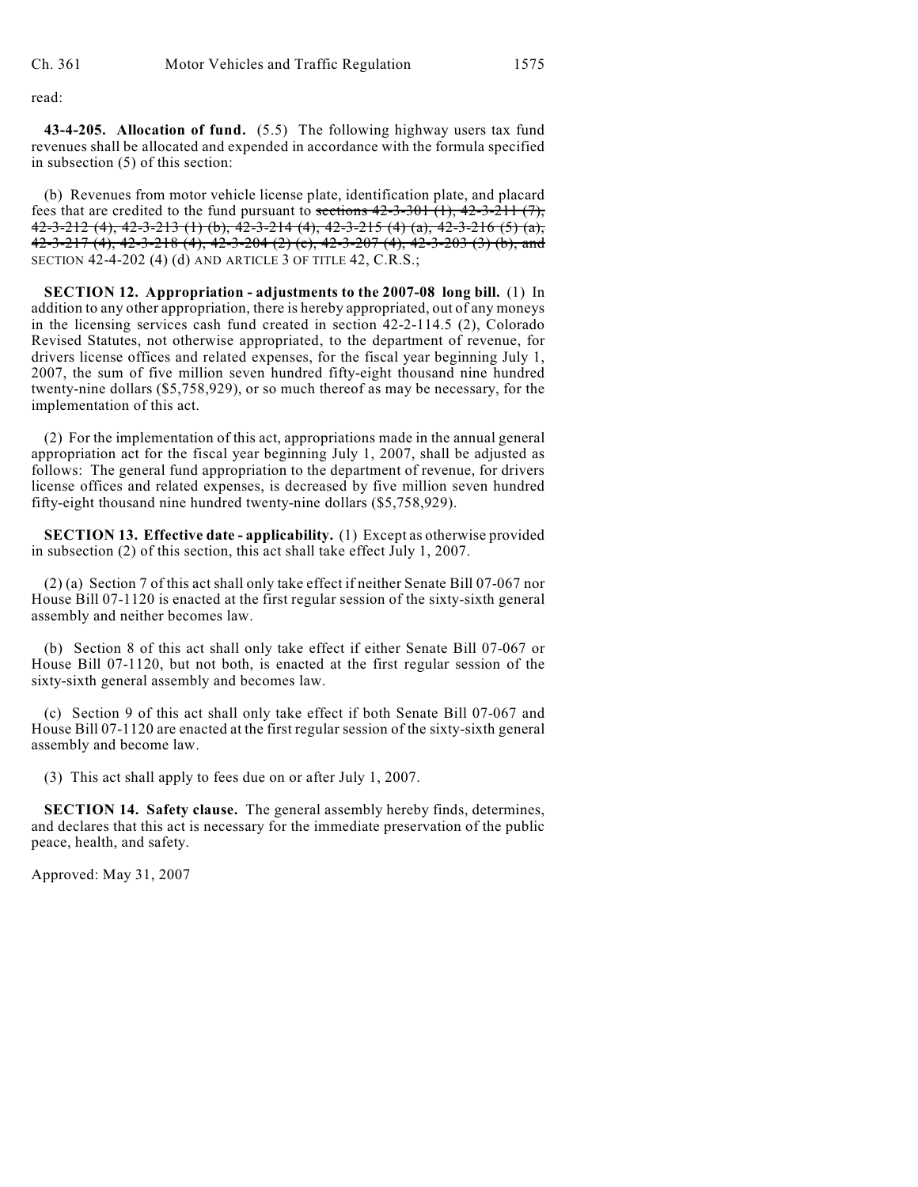read:

**43-4-205. Allocation of fund.** (5.5) The following highway users tax fund revenues shall be allocated and expended in accordance with the formula specified in subsection (5) of this section:

(b) Revenues from motor vehicle license plate, identification plate, and placard fees that are credited to the fund pursuant to ~~sections 42-3-301 (1), 42-3-211 (7), 42-3-212 (4), 42-3-213 (1) (b), 42-3-214 (4), 42-3-215 (4) (a), 42-3-216 (5) (a), 42-3-217 (4), 42-3-218 (4), 42-3-204 (2) (c), 42-3-207 (4), 42-3-203 (3) (b), and~~ SECTION 42-4-202 (4) (d) AND ARTICLE 3 OF TITLE 42, C.R.S.;

**SECTION 12. Appropriation - adjustments to the 2007-08 long bill.** (1) In addition to any other appropriation, there is hereby appropriated, out of any moneys in the licensing services cash fund created in section 42-2-114.5 (2), Colorado Revised Statutes, not otherwise appropriated, to the department of revenue, for drivers license offices and related expenses, for the fiscal year beginning July 1, 2007, the sum of five million seven hundred fifty-eight thousand nine hundred twenty-nine dollars ($5,758,929), or so much thereof as may be necessary, for the implementation of this act.

(2) For the implementation of this act, appropriations made in the annual general appropriation act for the fiscal year beginning July 1, 2007, shall be adjusted as follows: The general fund appropriation to the department of revenue, for drivers license offices and related expenses, is decreased by five million seven hundred fifty-eight thousand nine hundred twenty-nine dollars ($5,758,929).

**SECTION 13. Effective date - applicability.** (1) Except as otherwise provided in subsection (2) of this section, this act shall take effect July 1, 2007.

(2) (a) Section 7 of this act shall only take effect if neither Senate Bill 07-067 nor House Bill 07-1120 is enacted at the first regular session of the sixty-sixth general assembly and neither becomes law.

(b) Section 8 of this act shall only take effect if either Senate Bill 07-067 or House Bill 07-1120, but not both, is enacted at the first regular session of the sixty-sixth general assembly and becomes law.

(c) Section 9 of this act shall only take effect if both Senate Bill 07-067 and House Bill 07-1120 are enacted at the first regular session of the sixty-sixth general assembly and become law.

(3) This act shall apply to fees due on or after July 1, 2007.

**SECTION 14. Safety clause.** The general assembly hereby finds, determines, and declares that this act is necessary for the immediate preservation of the public peace, health, and safety.

Approved: May 31, 2007